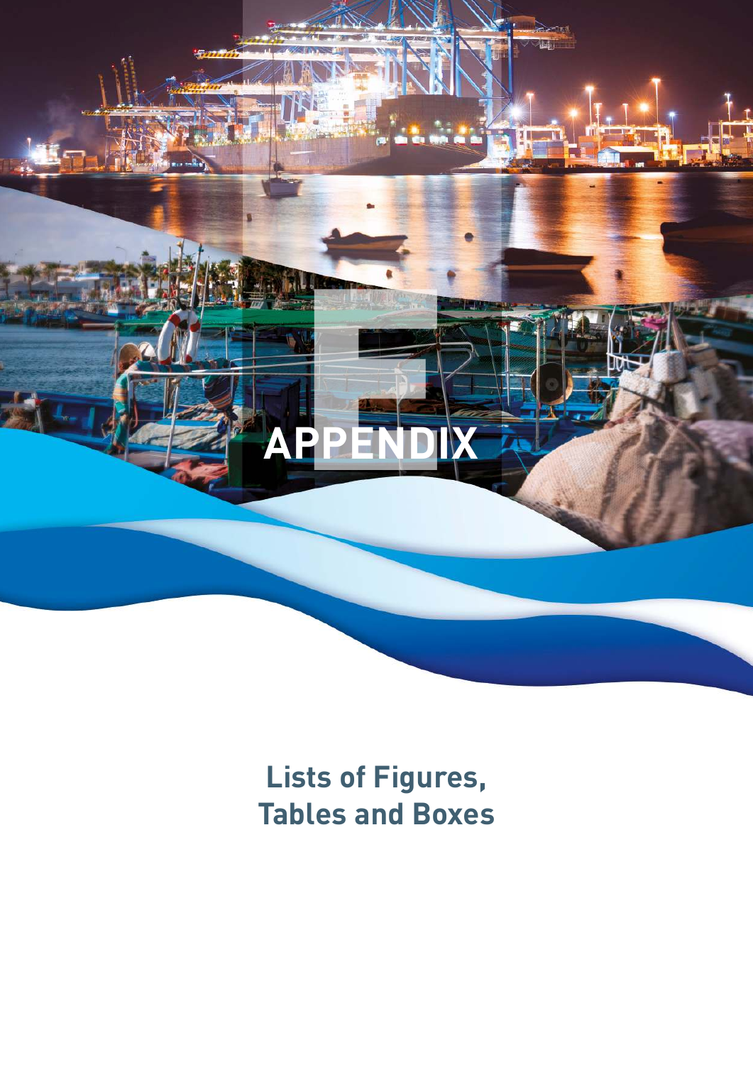# APPENDIX

## Lists of Figures, Tables and Boxes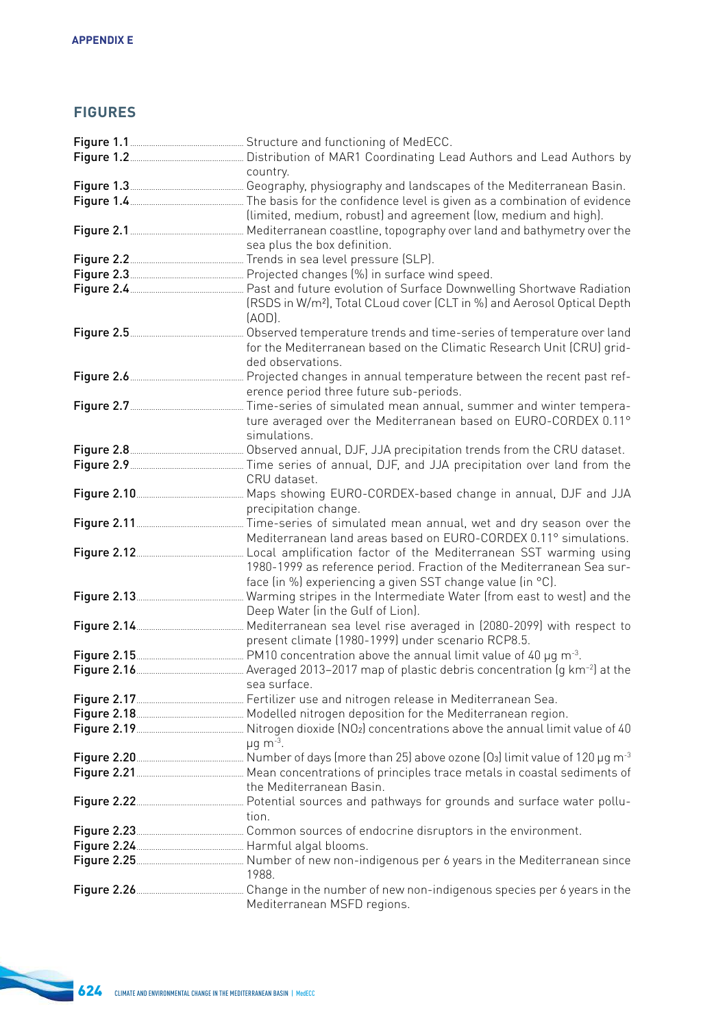## FIGURES

- **Figure 1.1** ........ Structure and functioning of MedECC.
- **Figure 1.2** ........ Distribution of MAR1 Coordinating Lead Authors and Lead Authors by country.
- **Figure 1.3** ........ Geography, physiography and landscapes of the Mediterranean Basin.
- **Figure 1.4** ........ The basis for the confidence level is given as a combination of evidence (limited, medium, robust) and agreement (low, medium and high).
- **Figure 2.1** ........ Mediterranean coastline, topography over land and bathymetry over the sea plus the box definition.
- **Figure 2.2** ........ Trends in sea level pressure (SLP).
- **Figure 2.3** ........ Projected changes (%) in surface wind speed.
- **Figure 2.4** ........ Past and future evolution of Surface Downwelling Shortwave Radiation (RSDS in W/m²), Total CLoud cover (CLT in %) and Aerosol Optical Depth (AOD).
- **Figure 2.5** ........ Observed temperature trends and time-series of temperature over land for the Mediterranean based on the Climatic Research Unit (CRU) gridded observations.
- **Figure 2.6** ........ Projected changes in annual temperature between the recent past reference period three future sub-periods.
- **Figure 2.7** ........ Time-series of simulated mean annual, summer and winter temperature averaged over the Mediterranean based on EURO-CORDEX 0.11° simulations.
- **Figure 2.8** ........ Observed annual, DJF, JJA precipitation trends from the CRU dataset.
- **Figure 2.9** ........ Time series of annual, DJF, and JJA precipitation over land from the CRU dataset.
- **Figure 2.10** ........ Maps showing EURO-CORDEX-based change in annual, DJF and JJA precipitation change.
- **Figure 2.11** ........ Time-series of simulated mean annual, wet and dry season over the Mediterranean land areas based on EURO-CORDEX 0.11° simulations.
- **Figure 2.12** ........ Local amplification factor of the Mediterranean SST warming using 1980-1999 as reference period. Fraction of the Mediterranean Sea surface (in %) experiencing a given SST change value (in °C).
- **Figure 2.13** ........ Warming stripes in the Intermediate Water (from east to west) and the Deep Water (in the Gulf of Lion).
- **Figure 2.14** ........ Mediterranean sea level rise averaged in (2080-2099) with respect to present climate (1980-1999) under scenario RCP8.5.
- **Figure 2.15** ........ PM10 concentration above the annual limit value of 40 µg $m^{-3}$.
- **Figure 2.16** ........ Averaged 2013–2017 map of plastic debris concentration (g $km^{-2}$) at the sea surface.
- **Figure 2.17** ........ Fertilizer use and nitrogen release in Mediterranean Sea.
- **Figure 2.18** ........ Modelled nitrogen deposition for the Mediterranean region.
- **Figure 2.19** ........ Nitrogen dioxide ($NO_2$) concentrations above the annual limit value of 40 µg $m^{-3}$.
- **Figure 2.20** ........ Number of days (more than 25) above ozone ($O_3$) limit value of 120 µg $m^{-3}$
- **Figure 2.21** ........ Mean concentrations of principles trace metals in coastal sediments of the Mediterranean Basin.
- **Figure 2.22** ........ Potential sources and pathways for grounds and surface water pollution.
- **Figure 2.23** ........ Common sources of endocrine disruptors in the environment.
- **Figure 2.24** ........ Harmful algal blooms.
- **Figure 2.25** ........ Number of new non-indigenous per 6 years in the Mediterranean since 1988.
- **Figure 2.26** ........ Change in the number of new non-indigenous species per 6 years in the Mediterranean MSFD regions.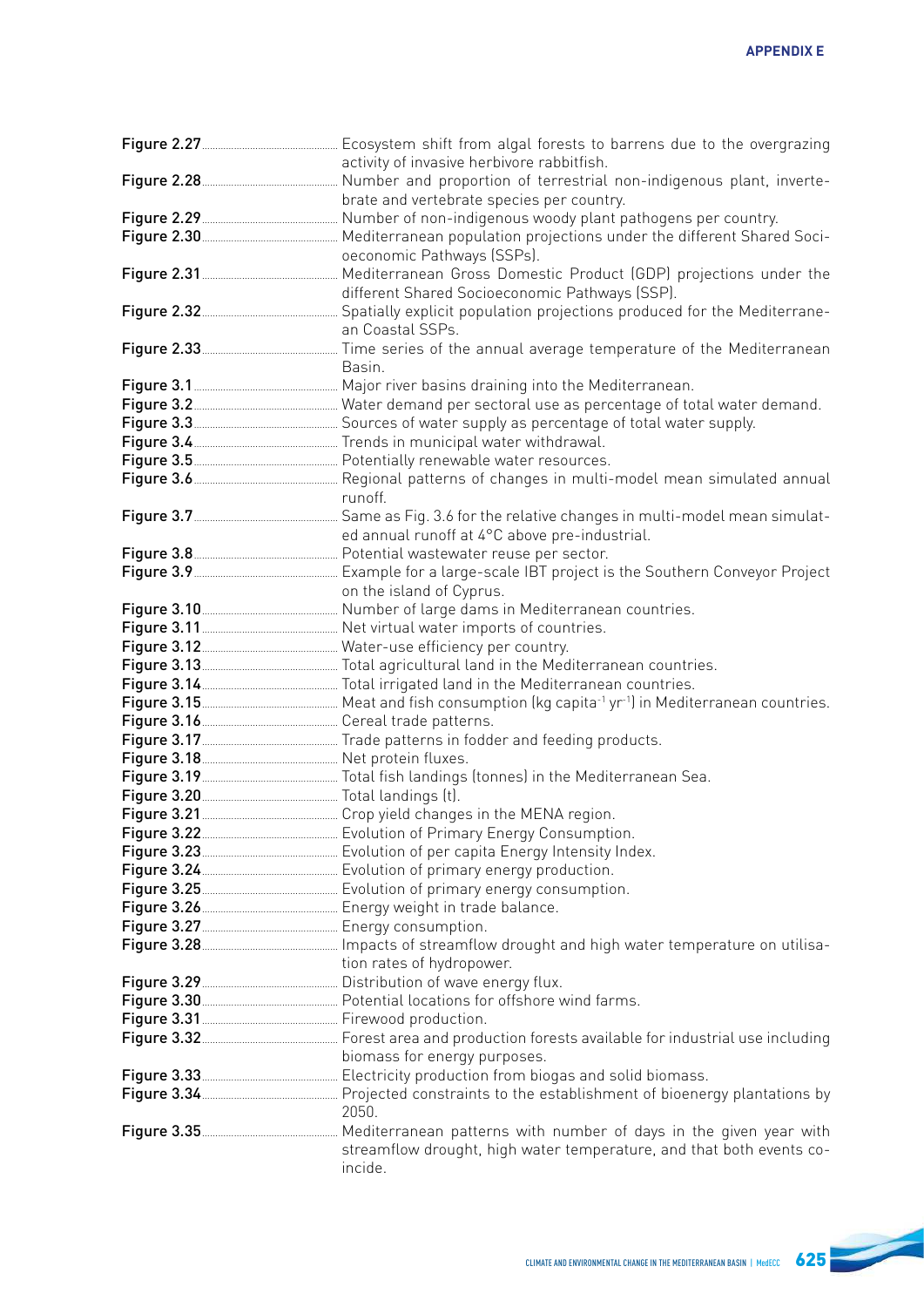**Figure 2.27** ..... Ecosystem shift from algal forests to barrens due to the overgrazing activity of invasive herbivore rabbitfish.

**Figure 2.28** ..... Number and proportion of terrestrial non-indigenous plant, invertebrate and vertebrate species per country.

**Figure 2.29** ..... Number of non-indigenous woody plant pathogens per country.

**Figure 2.30** ..... Mediterranean population projections under the different Shared Socioeconomic Pathways (SSPs).

**Figure 2.31** ..... Mediterranean Gross Domestic Product (GDP) projections under the different Shared Socioeconomic Pathways (SSP).

**Figure 2.32** ..... Spatially explicit population projections produced for the Mediterranean Coastal SSPs.

**Figure 2.33** ..... Time series of the annual average temperature of the Mediterranean Basin.

**Figure 3.1** ..... Major river basins draining into the Mediterranean.

**Figure 3.2** ..... Water demand per sectoral use as percentage of total water demand.

**Figure 3.3** ..... Sources of water supply as percentage of total water supply.

**Figure 3.4** ..... Trends in municipal water withdrawal.

**Figure 3.5** ..... Potentially renewable water resources.

**Figure 3.6** ..... Regional patterns of changes in multi-model mean simulated annual runoff.

**Figure 3.7** ..... Same as Fig. 3.6 for the relative changes in multi-model mean simulated annual runoff at 4°C above pre-industrial.

**Figure 3.8** ..... Potential wastewater reuse per sector.

**Figure 3.9** ..... Example for a large-scale IBT project is the Southern Conveyor Project on the island of Cyprus.

**Figure 3.10** ..... Number of large dams in Mediterranean countries.

**Figure 3.11** ..... Net virtual water imports of countries.

**Figure 3.12** ..... Water-use efficiency per country.

**Figure 3.13** ..... Total agricultural land in the Mediterranean countries.

**Figure 3.14** ..... Total irrigated land in the Mediterranean countries.

**Figure 3.15** ..... Meat and fish consumption (kg capita$^{-1}$ yr$^{-1}$) in Mediterranean countries.

**Figure 3.16** ..... Cereal trade patterns.

**Figure 3.17** ..... Trade patterns in fodder and feeding products.

**Figure 3.18** ..... Net protein fluxes.

**Figure 3.19** ..... Total fish landings (tonnes) in the Mediterranean Sea.

**Figure 3.20** ..... Total landings (t).

**Figure 3.21** ..... Crop yield changes in the MENA region.

**Figure 3.22** ..... Evolution of Primary Energy Consumption.

**Figure 3.23** ..... Evolution of per capita Energy Intensity Index.

**Figure 3.24** ..... Evolution of primary energy production.

**Figure 3.25** ..... Evolution of primary energy consumption.

**Figure 3.26** ..... Energy weight in trade balance.

**Figure 3.27** ..... Energy consumption.

**Figure 3.28** ..... Impacts of streamflow drought and high water temperature on utilisation rates of hydropower.

**Figure 3.29** ..... Distribution of wave energy flux.

**Figure 3.30** ..... Potential locations for offshore wind farms.

**Figure 3.31** ..... Firewood production.

**Figure 3.32** ..... Forest area and production forests available for industrial use including biomass for energy purposes.

**Figure 3.33** ..... Electricity production from biogas and solid biomass.

**Figure 3.34** ..... Projected constraints to the establishment of bioenergy plantations by 2050.

**Figure 3.35** ..... Mediterranean patterns with number of days in the given year with streamflow drought, high water temperature, and that both events coincide.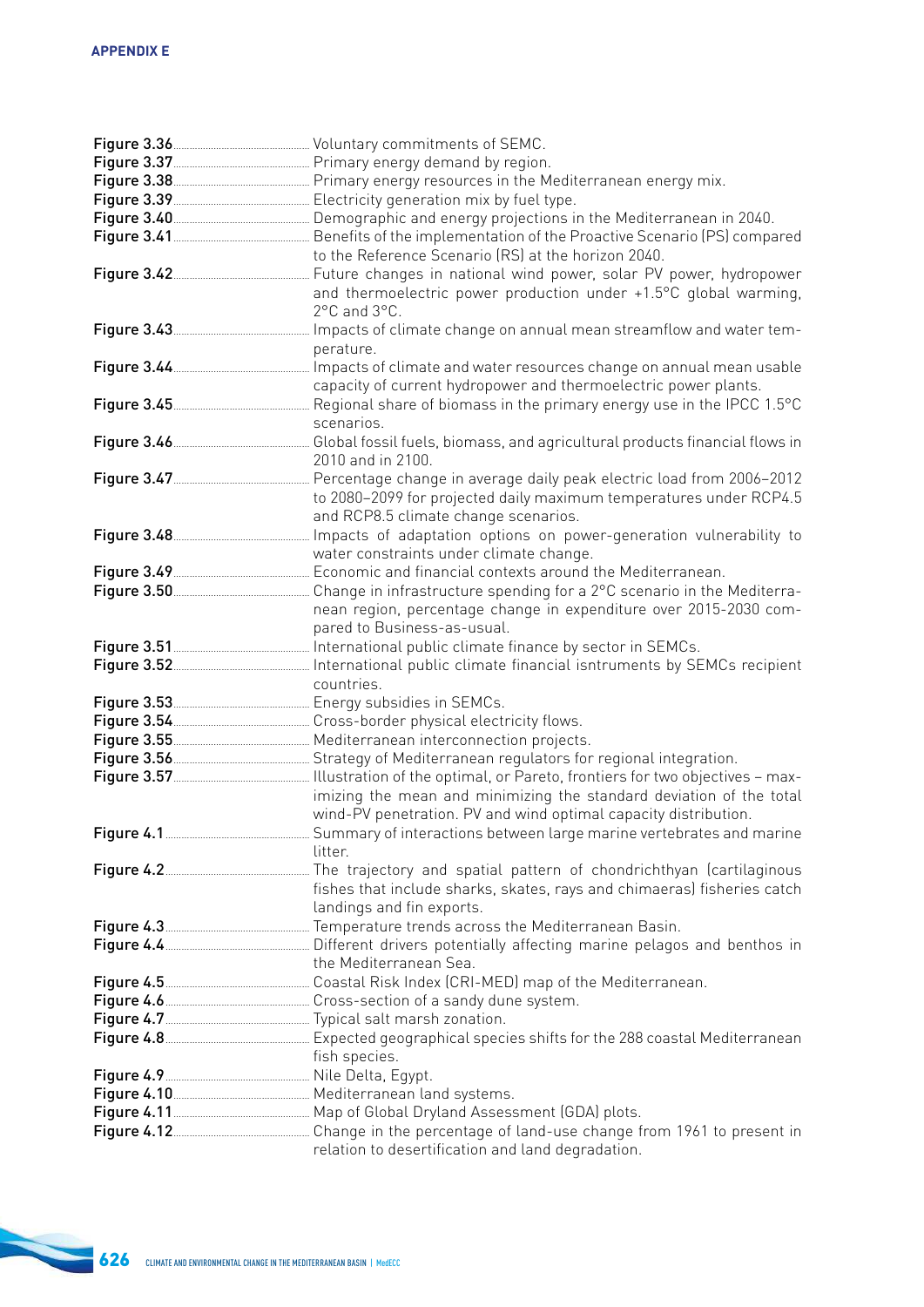**APPENDIX E**

| | |
|---|---|
| **Figure 3.36** | Voluntary commitments of SEMC. |
| **Figure 3.37** | Primary energy demand by region. |
| **Figure 3.38** | Primary energy resources in the Mediterranean energy mix. |
| **Figure 3.39** | Electricity generation mix by fuel type. |
| **Figure 3.40** | Demographic and energy projections in the Mediterranean in 2040. |
| **Figure 3.41** | Benefits of the implementation of the Proactive Scenario (PS) compared to the Reference Scenario (RS) at the horizon 2040. |
| **Figure 3.42** | Future changes in national wind power, solar PV power, hydropower and thermoelectric power production under +1.5°C global warming, 2°C and 3°C. |
| **Figure 3.43** | Impacts of climate change on annual mean streamflow and water temperature. |
| **Figure 3.44** | Impacts of climate and water resources change on annual mean usable capacity of current hydropower and thermoelectric power plants. |
| **Figure 3.45** | Regional share of biomass in the primary energy use in the IPCC 1.5°C scenarios. |
| **Figure 3.46** | Global fossil fuels, biomass, and agricultural products financial flows in 2010 and in 2100. |
| **Figure 3.47** | Percentage change in average daily peak electric load from 2006–2012 to 2080–2099 for projected daily maximum temperatures under RCP4.5 and RCP8.5 climate change scenarios. |
| **Figure 3.48** | Impacts of adaptation options on power-generation vulnerability to water constraints under climate change. |
| **Figure 3.49** | Economic and financial contexts around the Mediterranean. |
| **Figure 3.50** | Change in infrastructure spending for a 2°C scenario in the Mediterranean region, percentage change in expenditure over 2015-2030 compared to Business-as-usual. |
| **Figure 3.51** | International public climate finance by sector in SEMCs. |
| **Figure 3.52** | International public climate financial isntruments by SEMCs recipient countries. |
| **Figure 3.53** | Energy subsidies in SEMCs. |
| **Figure 3.54** | Cross-border physical electricity flows. |
| **Figure 3.55** | Mediterranean interconnection projects. |
| **Figure 3.56** | Strategy of Mediterranean regulators for regional integration. |
| **Figure 3.57** | Illustration of the optimal, or Pareto, frontiers for two objectives – maximizing the mean and minimizing the standard deviation of the total wind-PV penetration. PV and wind optimal capacity distribution. |
| **Figure 4.1** | Summary of interactions between large marine vertebrates and marine litter. |
| **Figure 4.2** | The trajectory and spatial pattern of chondrichthyan (cartilaginous fishes that include sharks, skates, rays and chimaeras) fisheries catch landings and fin exports. |
| **Figure 4.3** | Temperature trends across the Mediterranean Basin. |
| **Figure 4.4** | Different drivers potentially affecting marine pelagos and benthos in the Mediterranean Sea. |
| **Figure 4.5** | Coastal Risk Index (CRI-MED) map of the Mediterranean. |
| **Figure 4.6** | Cross-section of a sandy dune system. |
| **Figure 4.7** | Typical salt marsh zonation. |
| **Figure 4.8** | Expected geographical species shifts for the 288 coastal Mediterranean fish species. |
| **Figure 4.9** | Nile Delta, Egypt. |
| **Figure 4.10** | Mediterranean land systems. |
| **Figure 4.11** | Map of Global Dryland Assessment (GDA) plots. |
| **Figure 4.12** | Change in the percentage of land-use change from 1961 to present in relation to desertification and land degradation. |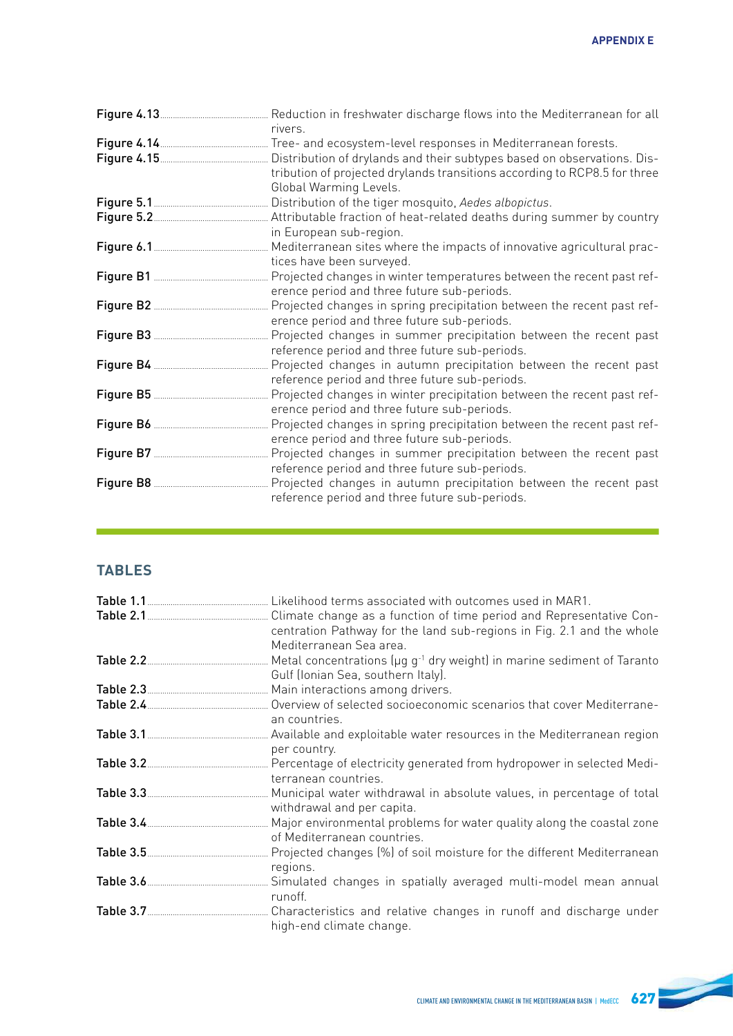**Figure 4.13** Reduction in freshwater discharge flows into the Mediterranean for all rivers.

**Figure 4.14** Tree- and ecosystem-level responses in Mediterranean forests.

**Figure 4.15** Distribution of drylands and their subtypes based on observations. Distribution of projected drylands transitions according to RCP8.5 for three Global Warming Levels.

**Figure 5.1** Distribution of the tiger mosquito, *Aedes albopictus*.

**Figure 5.2** Attributable fraction of heat-related deaths during summer by country in European sub-region.

**Figure 6.1** Mediterranean sites where the impacts of innovative agricultural practices have been surveyed.

**Figure B1** Projected changes in winter temperatures between the recent past reference period and three future sub-periods.

**Figure B2** Projected changes in spring precipitation between the recent past reference period and three future sub-periods.

**Figure B3** Projected changes in summer precipitation between the recent past reference period and three future sub-periods.

**Figure B4** Projected changes in autumn precipitation between the recent past reference period and three future sub-periods.

**Figure B5** Projected changes in winter precipitation between the recent past reference period and three future sub-periods.

**Figure B6** Projected changes in spring precipitation between the recent past reference period and three future sub-periods.

**Figure B7** Projected changes in summer precipitation between the recent past reference period and three future sub-periods.

**Figure B8** Projected changes in autumn precipitation between the recent past reference period and three future sub-periods.

## TABLES

**Table 1.1** Likelihood terms associated with outcomes used in MAR1.

**Table 2.1** Climate change as a function of time period and Representative Concentration Pathway for the land sub-regions in Fig. 2.1 and the whole Mediterranean Sea area.

**Table 2.2** Metal concentrations (μg $g^{-1}$ dry weight) in marine sediment of Taranto Gulf (Ionian Sea, southern Italy).

**Table 2.3** Main interactions among drivers.

**Table 2.4** Overview of selected socioeconomic scenarios that cover Mediterranean countries.

**Table 3.1** Available and exploitable water resources in the Mediterranean region per country.

**Table 3.2** Percentage of electricity generated from hydropower in selected Mediterranean countries.

**Table 3.3** Municipal water withdrawal in absolute values, in percentage of total withdrawal and per capita.

**Table 3.4** Major environmental problems for water quality along the coastal zone of Mediterranean countries.

**Table 3.5** Projected changes (%) of soil moisture for the different Mediterranean regions.

**Table 3.6** Simulated changes in spatially averaged multi-model mean annual runoff.

**Table 3.7** Characteristics and relative changes in runoff and discharge under high-end climate change.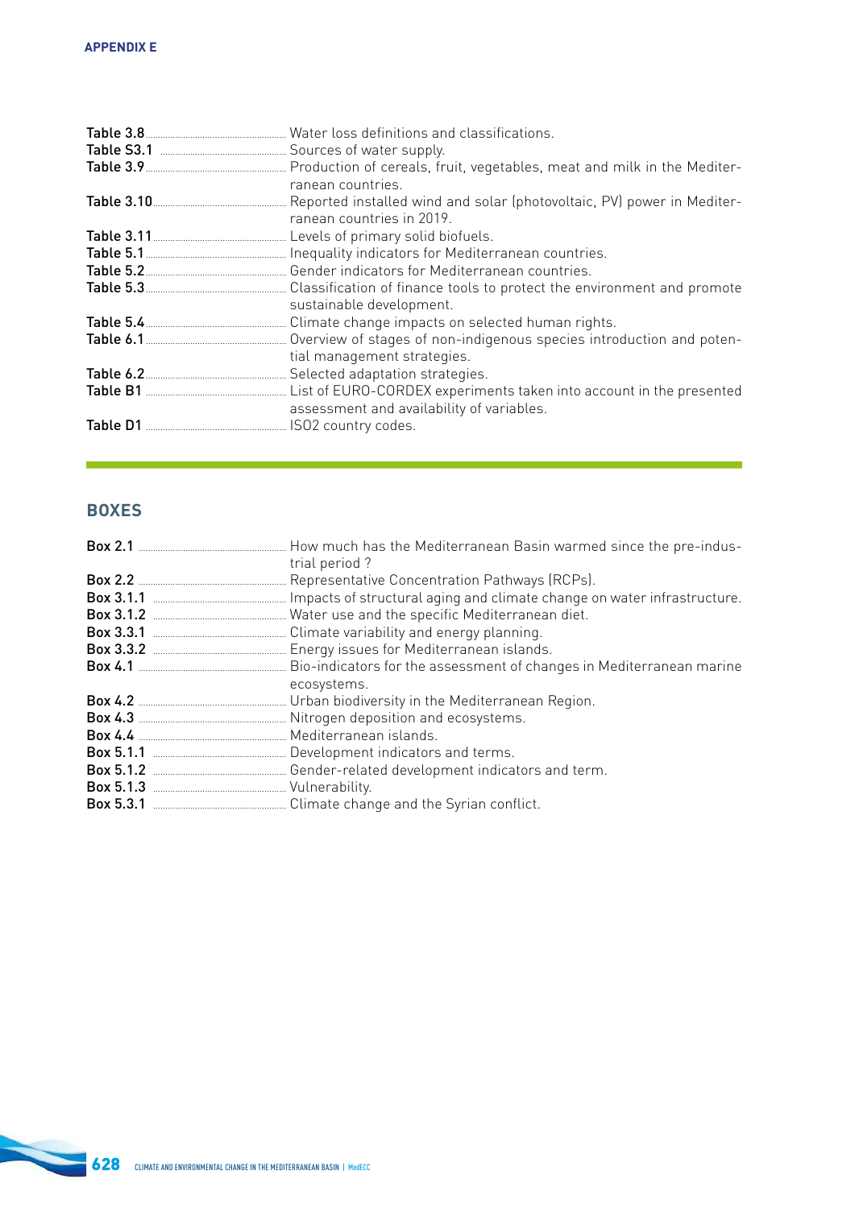| | |
|---|---|
| **Table 3.8** | Water loss definitions and classifications. |
| **Table S3.1** | Sources of water supply. |
| **Table 3.9** | Production of cereals, fruit, vegetables, meat and milk in the Mediterranean countries. |
| **Table 3.10** | Reported installed wind and solar (photovoltaic, PV) power in Mediterranean countries in 2019. |
| **Table 3.11** | Levels of primary solid biofuels. |
| **Table 5.1** | Inequality indicators for Mediterranean countries. |
| **Table 5.2** | Gender indicators for Mediterranean countries. |
| **Table 5.3** | Classification of finance tools to protect the environment and promote sustainable development. |
| **Table 5.4** | Climate change impacts on selected human rights. |
| **Table 6.1** | Overview of stages of non-indigenous species introduction and potential management strategies. |
| **Table 6.2** | Selected adaptation strategies. |
| **Table B1** | List of EURO-CORDEX experiments taken into account in the presented assessment and availability of variables. |
| **Table D1** | ISO2 country codes. |

## BOXES

| | |
|---|---|
| **Box 2.1** | How much has the Mediterranean Basin warmed since the pre-industrial period ? |
| **Box 2.2** | Representative Concentration Pathways (RCPs). |
| **Box 3.1.1** | Impacts of structural aging and climate change on water infrastructure. |
| **Box 3.1.2** | Water use and the specific Mediterranean diet. |
| **Box 3.3.1** | Climate variability and energy planning. |
| **Box 3.3.2** | Energy issues for Mediterranean islands. |
| **Box 4.1** | Bio-indicators for the assessment of changes in Mediterranean marine ecosystems. |
| **Box 4.2** | Urban biodiversity in the Mediterranean Region. |
| **Box 4.3** | Nitrogen deposition and ecosystems. |
| **Box 4.4** | Mediterranean islands. |
| **Box 5.1.1** | Development indicators and terms. |
| **Box 5.1.2** | Gender-related development indicators and term. |
| **Box 5.1.3** | Vulnerability. |
| **Box 5.3.1** | Climate change and the Syrian conflict. |